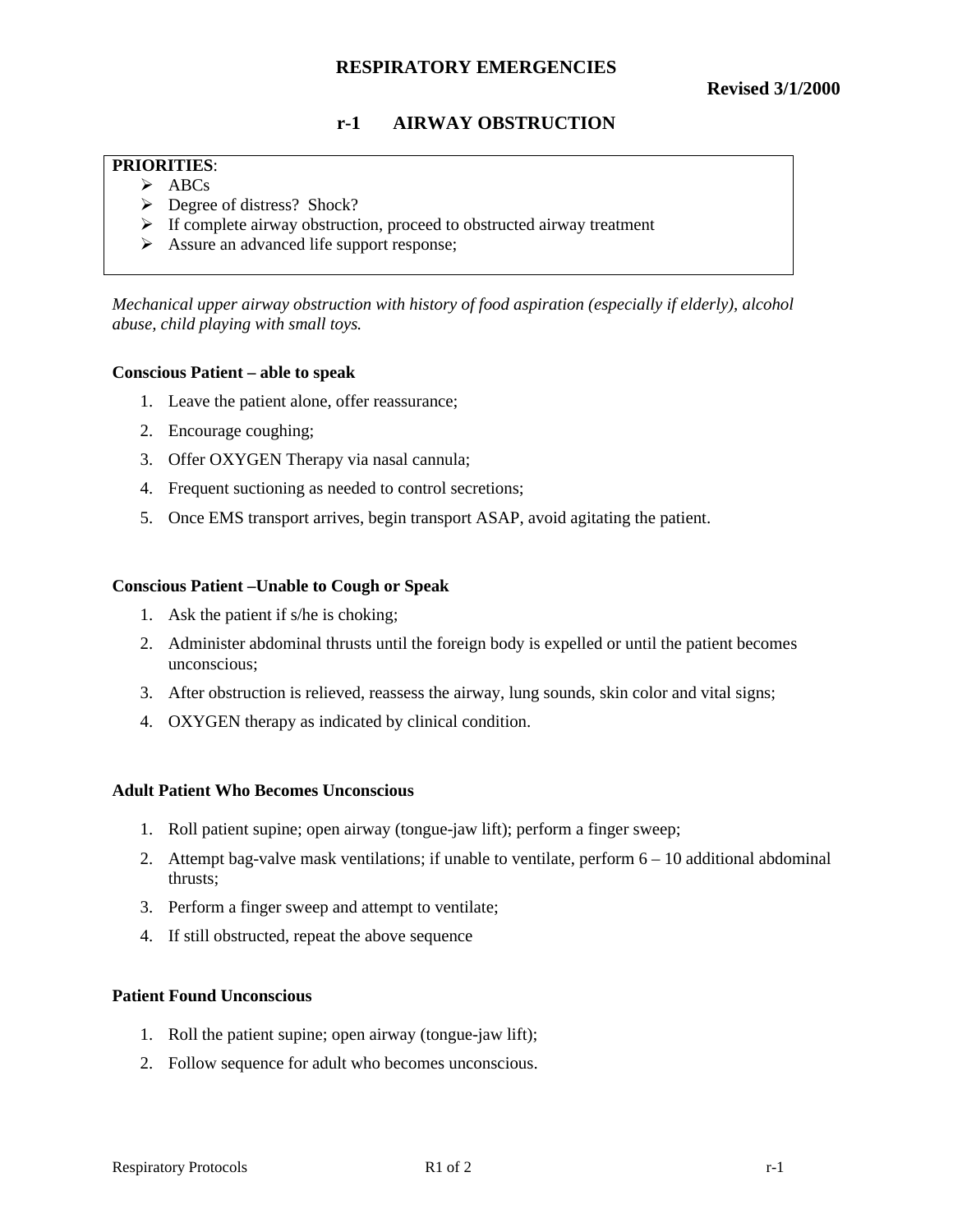# RESPIRATORY EMERGENCIES

**Revised 3/1/2000**

## r-1 AIRWAY OBSTRUCTION

**PRIORITIES**:
- ABCs
- Degree of distress? Shock?
- If complete airway obstruction, proceed to obstructed airway treatment
- Assure an advanced life support response;

*Mechanical upper airway obstruction with history of food aspiration (especially if elderly), alcohol abuse, child playing with small toys.*

### Conscious Patient – able to speak

1. Leave the patient alone, offer reassurance;
2. Encourage coughing;
3. Offer OXYGEN Therapy via nasal cannula;
4. Frequent suctioning as needed to control secretions;
5. Once EMS transport arrives, begin transport ASAP, avoid agitating the patient.

### Conscious Patient –Unable to Cough or Speak

1. Ask the patient if s/he is choking;
2. Administer abdominal thrusts until the foreign body is expelled or until the patient becomes unconscious;
3. After obstruction is relieved, reassess the airway, lung sounds, skin color and vital signs;
4. OXYGEN therapy as indicated by clinical condition.

### Adult Patient Who Becomes Unconscious

1. Roll patient supine; open airway (tongue-jaw lift); perform a finger sweep;
2. Attempt bag-valve mask ventilations; if unable to ventilate, perform 6 – 10 additional abdominal thrusts;
3. Perform a finger sweep and attempt to ventilate;
4. If still obstructed, repeat the above sequence

### Patient Found Unconscious

1. Roll the patient supine; open airway (tongue-jaw lift);
2. Follow sequence for adult who becomes unconscious.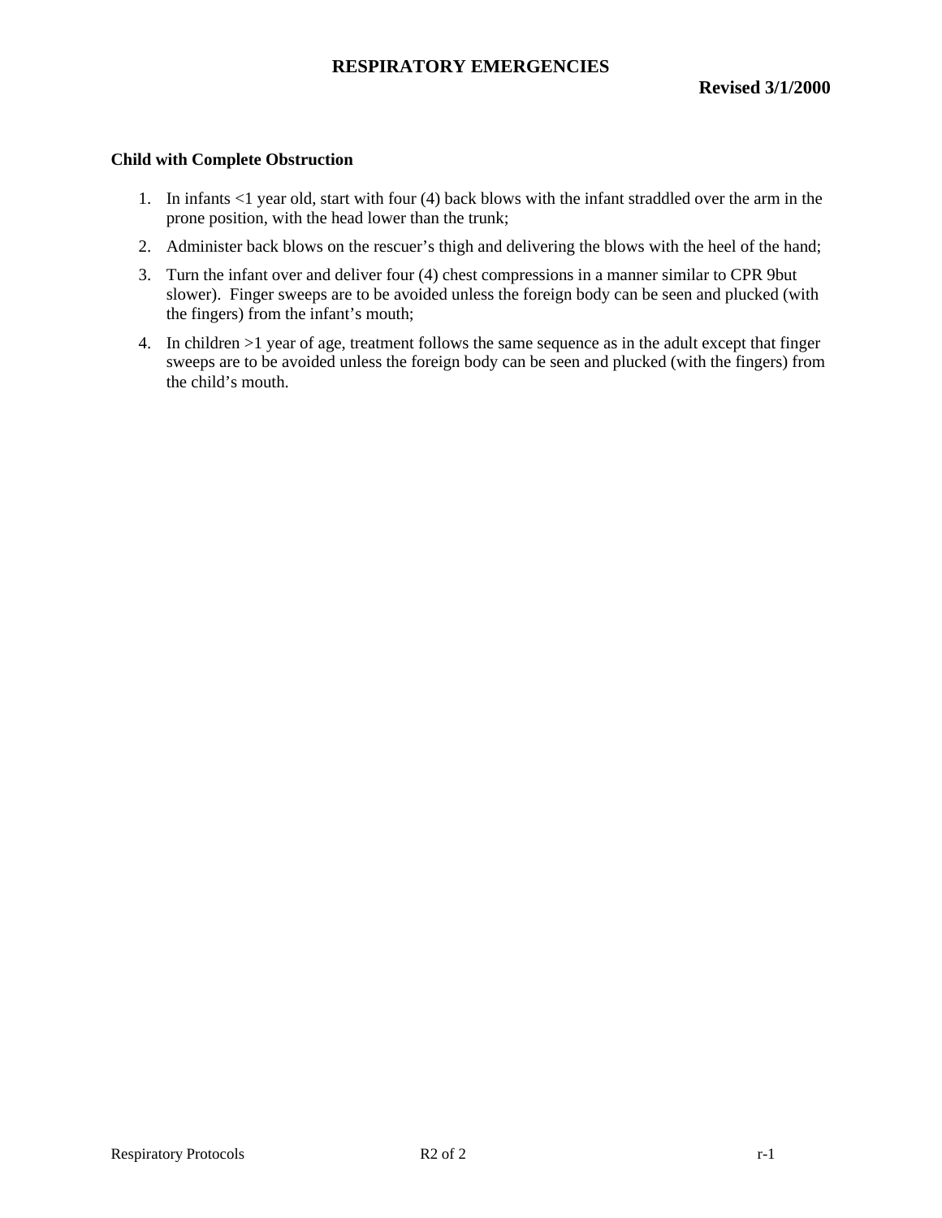# RESPIRATORY EMERGENCIES

**Revised 3/1/2000**

**Child with Complete Obstruction**

1. In infants <1 year old, start with four (4) back blows with the infant straddled over the arm in the prone position, with the head lower than the trunk;
2. Administer back blows on the rescuer's thigh and delivering the blows with the heel of the hand;
3. Turn the infant over and deliver four (4) chest compressions in a manner similar to CPR 9but slower). Finger sweeps are to be avoided unless the foreign body can be seen and plucked (with the fingers) from the infant's mouth;
4. In children >1 year of age, treatment follows the same sequence as in the adult except that finger sweeps are to be avoided unless the foreign body can be seen and plucked (with the fingers) from the child's mouth.